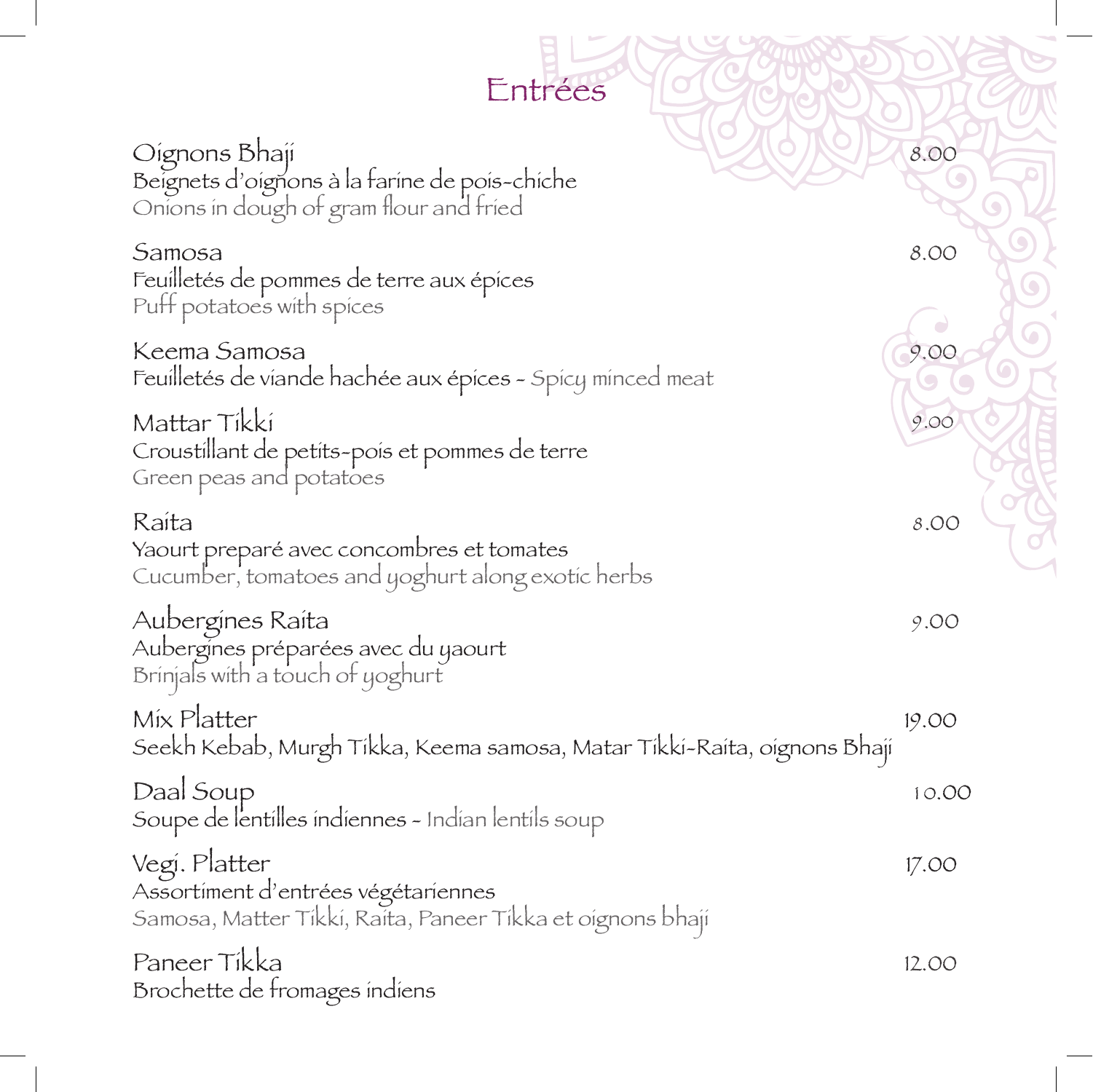# Entrées

**Oignons Bhaji** — 8.00
Beignets d'oignons à la farine de pois-chiche
Onions in dough of gram flour and fried

**Samosa** — 8.00
Feuilletés de pommes de terre aux épices
Puff potatoes with spices

**Keema Samosa** — 9.00
Feuilletés de viande hachée aux épices - Spicy minced meat

**Mattar Tikki** — 9.00
Croustillant de petits-pois et pommes de terre
Green peas and potatoes

**Raita** — 8.00
Yaourt preparé avec concombres et tomates
Cucumber, tomatoes and yoghurt along exotic herbs

**Aubergines Raita** — 9.00
Aubergines préparées avec du yaourt
Brinjals with a touch of yoghurt

**Mix Platter** — 19.00
Seekh Kebab, Murgh Tikka, Keema samosa, Matar Tikki-Raita, oignons Bhaji

**Daal Soup** — 10.00
Soupe de lentilles indiennes - Indian lentils soup

**Vegi. Platter** — 17.00
Assortiment d'entrées végétariennes
Samosa, Matter Tikki, Raita, Paneer Tikka et oignons bhaji

**Paneer Tikka** — 12.00
Brochette de fromages indiens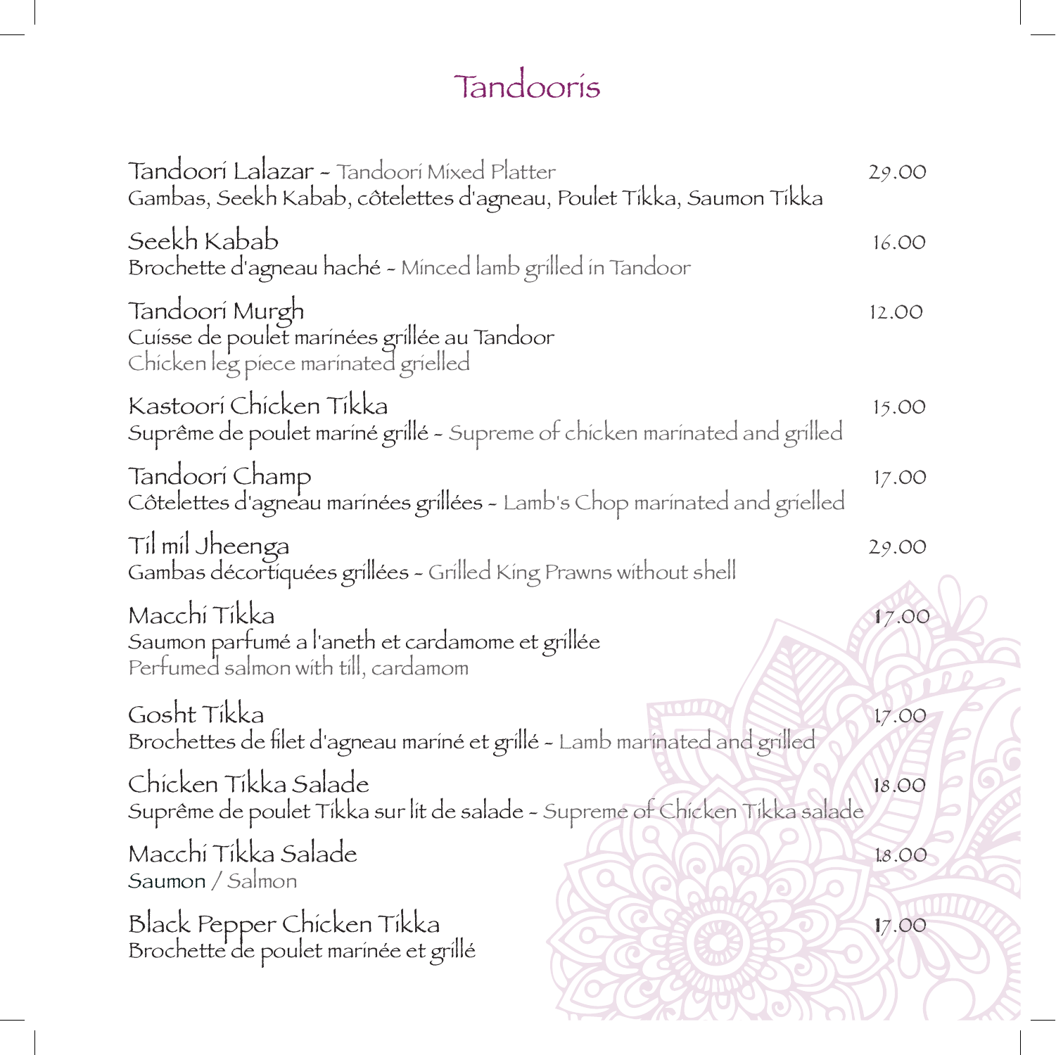# Tandooris

**Tandoori Lalazar** - Tandoori Mixed Platter — 29.00
Gambas, Seekh Kabab, côtelettes d'agneau, Poulet Tikka, Saumon Tikka

**Seekh Kabab** — 16.00
Brochette d'agneau haché - Minced lamb grilled in Tandoor

**Tandoori Murgh** — 12.00
Cuisse de poulet marinées grillée au Tandoor
Chicken leg piece marinated grielled

**Kastoori Chicken Tikka** — 15.00
Suprême de poulet mariné grillé - Supreme of chicken marinated and grilled

**Tandoori Champ** — 17.00
Côtelettes d'agneau marinées grillées - Lamb's Chop marinated and grielled

**Til mil Jheenga** — 29.00
Gambas décortiquées grillées - Grilled King Prawns without shell

**Macchi Tikka** — 17.00
Saumon parfumé a l'aneth et cardamome et grillée
Perfumed salmon with till, cardamom

**Gosht Tikka** — 17.00
Brochettes de filet d'agneau mariné et grillé - Lamb marinated and grilled

**Chicken Tikka Salade** — 18.00
Suprême de poulet Tikka sur lit de salade - Supreme of Chicken Tikka salade

**Macchi Tikka Salade** — 18.00
Saumon / Salmon

**Black Pepper Chicken Tikka** — 17.00
Brochette de poulet marinée et grillé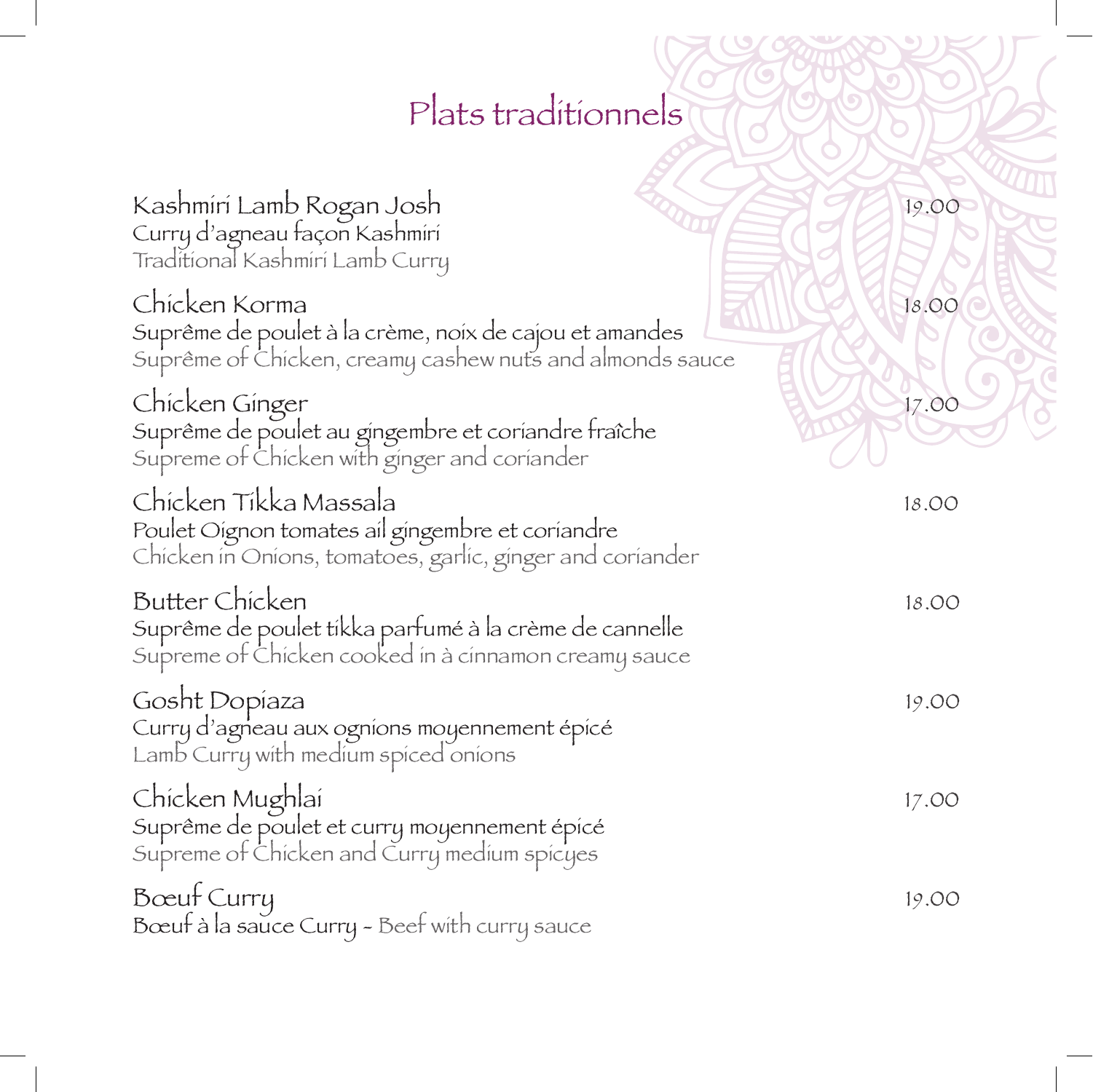# Plats traditionnels

**Kashmiri Lamb Rogan Josh** — 19.00
Curry d'agneau façon Kashmiri
Traditional Kashmiri Lamb Curry

**Chicken Korma** — 18.00
Suprême de poulet à la crème, noix de cajou et amandes
Suprême of Chicken, creamy cashew nuts and almonds sauce

**Chicken Ginger** — 17.00
Suprême de poulet au gingembre et coriandre fraîche
Supreme of Chicken with ginger and coriander

**Chicken Tikka Massala** — 18.00
Poulet Oignon tomates ail gingembre et coriandre
Chicken in Onions, tomatoes, garlic, ginger and coriander

**Butter Chicken** — 18.00
Suprême de poulet tikka parfumé à la crème de cannelle
Supreme of Chicken cooked in à cinnamon creamy sauce

**Gosht Dopiaza** — 19.00
Curry d'agneau aux ognions moyennement épicé
Lamb Curry with medium spiced onions

**Chicken Mughlai** — 17.00
Suprême de poulet et curry moyennement épicé
Supreme of Chicken and Curry medium spicyes

**Bœuf Curry** — 19.00
Bœuf à la sauce Curry - Beef with curry sauce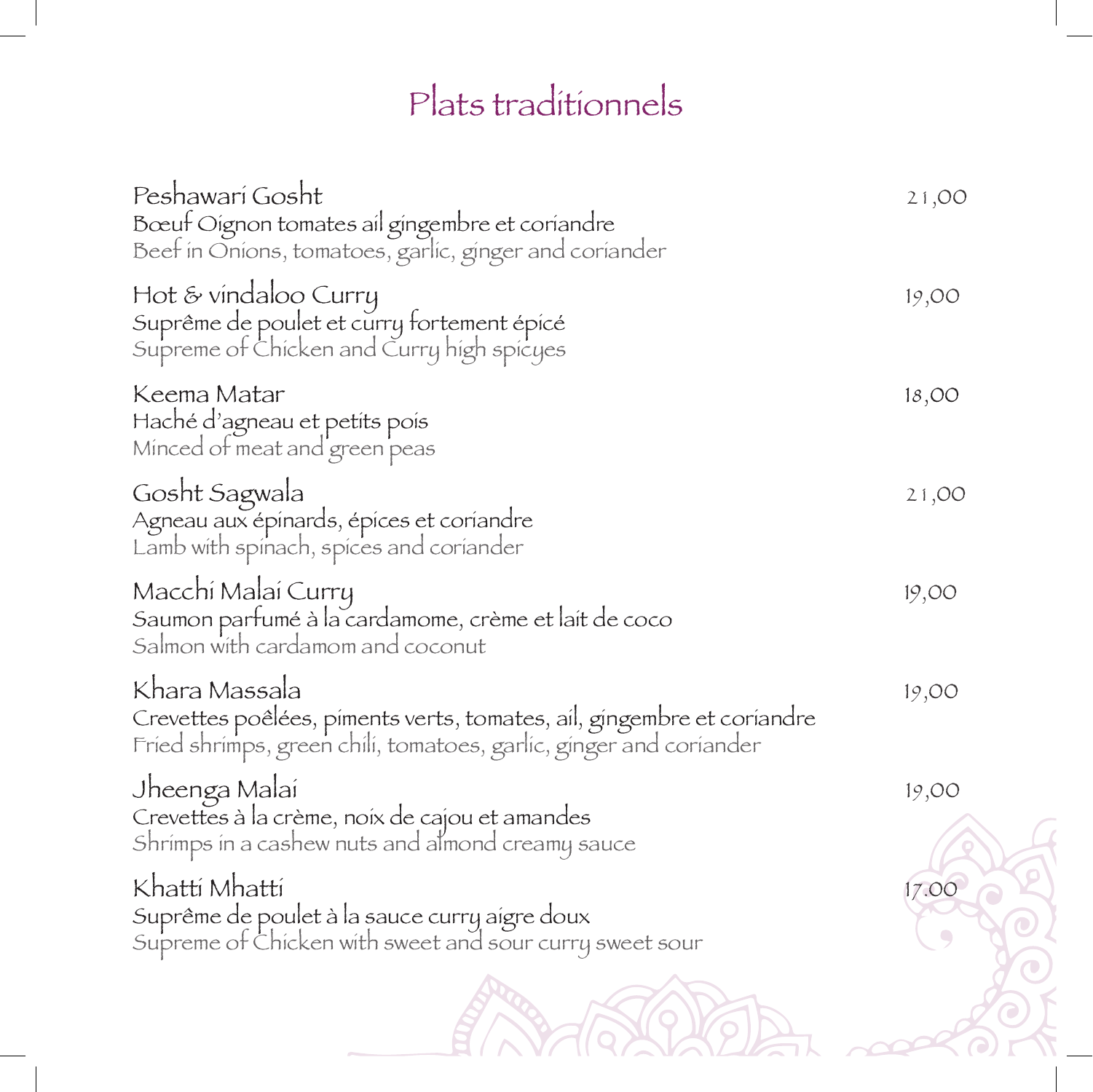# Plats traditionnels

**Peshawari Gosht** — 21,00
Bœuf Oignon tomates ail gingembre et coriandre
Beef in Onions, tomatoes, garlic, ginger and coriander

**Hot & vindaloo Curry** — 19,00
Suprême de poulet et curry fortement épicé
Supreme of Chicken and Curry high spicyes

**Keema Matar** — 18,00
Haché d'agneau et petits pois
Minced of meat and green peas

**Gosht Sagwala** — 21,00
Agneau aux épinards, épices et coriandre
Lamb with spinach, spices and coriander

**Macchi Malai Curry** — 19,00
Saumon parfumé à la cardamome, crème et lait de coco
Salmon with cardamom and coconut

**Khara Massala** — 19,00
Crevettes poêlées, piments verts, tomates, ail, gingembre et coriandre
Fried shrimps, green chili, tomatoes, garlic, ginger and coriander

**Jheenga Malai** — 19,00
Crevettes à la crème, noix de cajou et amandes
Shrimps in a cashew nuts and almond creamy sauce

**Khatti Mhatti** — 17.00
Suprême de poulet à la sauce curry aigre doux
Supreme of Chicken with sweet and sour curry sweet sour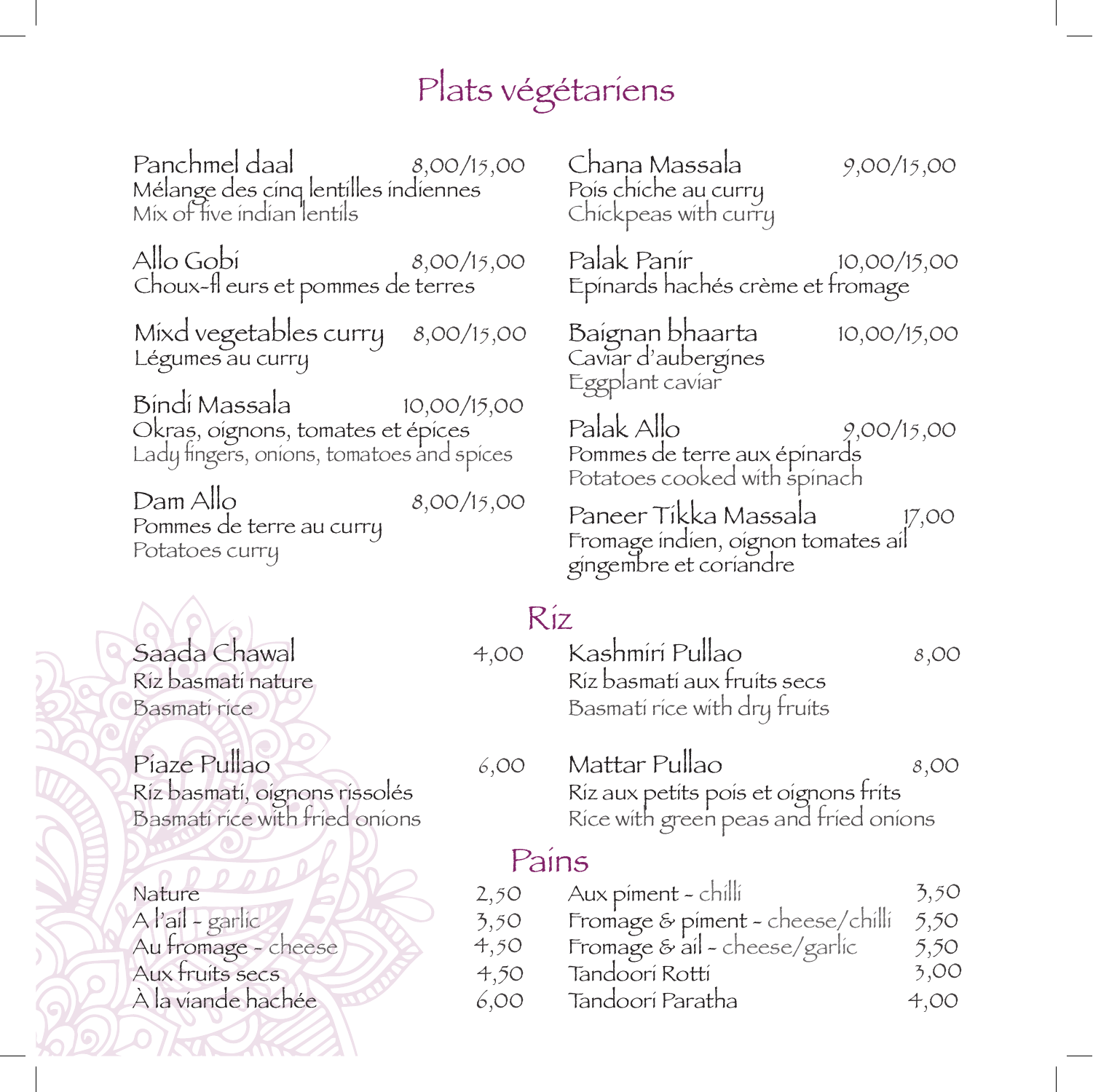# Plats végétariens

**Panchmel daal** 8,00/15,00
Mélange des cinq lentilles indiennes
Mix of five indian lentils

**Allo Gobi** 8,00/15,00
Choux-fl eurs et pommes de terres

**Mixd vegetables curry** 8,00/15,00
Légumes au curry

**Bindi Massala** 10,00/15,00
Okras, oignons, tomates et épices
Lady fingers, onions, tomatoes and spices

**Dam Allo** 8,00/15,00
Pommes de terre au curry
Potatoes curry

**Chana Massala** 9,00/15,00
Pois chiche au curry
Chickpeas with curry

**Palak Panir** 10,00/15,00
Epinards hachés crème et fromage

**Baignan bhaarta** 10,00/15,00
Caviar d'aubergines
Eggplant caviar

**Palak Allo** 9,00/15,00
Pommes de terre aux épinards
Potatoes cooked with spinach

**Paneer Tikka Massala** 17,00
Fromage indien, oignon tomates ail gingembre et coriandre

## Riz

**Saada Chawal** 4,00
Riz basmati nature
Basmati rice

**Piaze Pullao** 6,00
Riz basmati, oignons rissolés
Basmati rice with fried onions

**Kashmiri Pullao** 8,00
Riz basmati aux fruits secs
Basmati rice with dry fruits

**Mattar Pullao** 8,00
Riz aux petits pois et oignons frits
Rice with green peas and fried onions

## Pains

| | |
|---|---|
| Nature | 2,50 |
| A l'ail - garlic | 3,50 |
| Au fromage - cheese | 4,50 |
| Aux fruits secs | 4,50 |
| À la viande hachée | 6,00 |
| Aux piment - chilli | 3,50 |
| Fromage & piment - cheese/chilli | 5,50 |
| Fromage & ail - cheese/garlic | 5,50 |
| Tandoori Rotti | 3,00 |
| Tandoori Paratha | 4,00 |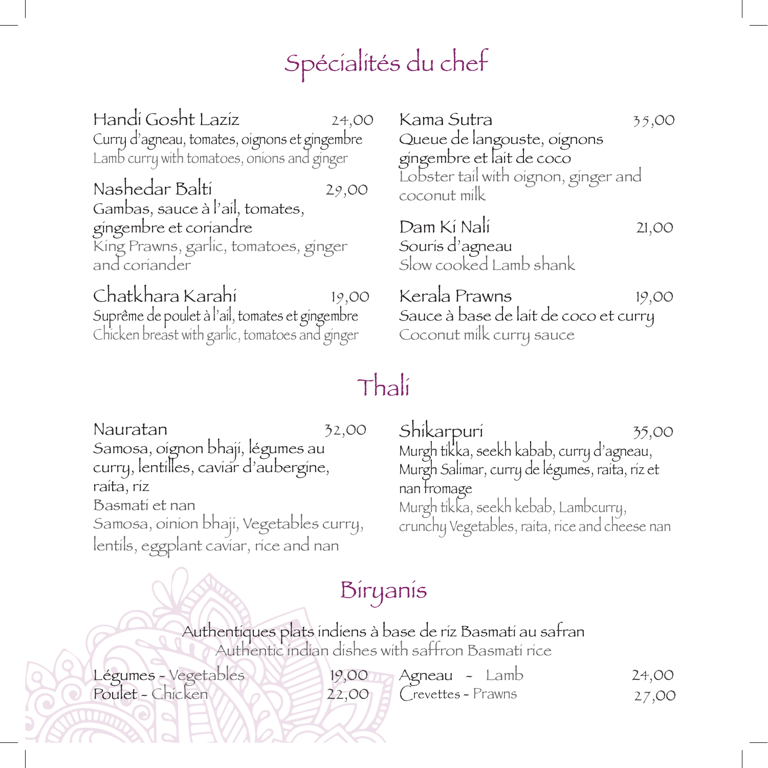# Spécialités du chef

**Handi Gosht Laziz** — 24,00
Curry d'agneau, tomates, oignons et gingembre
Lamb curry with tomatoes, onions and ginger

**Nashedar Balti** — 29,00
Gambas, sauce à l'ail, tomates, gingembre et coriandre
King Prawns, garlic, tomatoes, ginger and coriander

**Chatkhara Karahi** — 19,00
Suprême de poulet à l'ail, tomates et gingembre
Chicken breast with garlic, tomatoes and ginger

**Kama Sutra** — 35,00
Queue de langouste, oignons gingembre et lait de coco
Lobster tail with oignon, ginger and coconut milk

**Dam Ki Nali** — 21,00
Souris d'agneau
Slow cooked Lamb shank

**Kerala Prawns** — 19,00
Sauce à base de lait de coco et curry
Coconut milk curry sauce

# Thali

**Nauratan** — 32,00
Samosa, oignon bhaji, légumes au curry, lentilles, caviar d'aubergine, raita, riz Basmati et nan
Samosa, oinion bhaji, Vegetables curry, lentils, eggplant caviar, rice and nan

**Shikarpuri** — 35,00
Murgh tikka, seekh kabab, curry d'agneau, Murgh Salimar, curry de légumes, raita, riz et nan fromage
Murgh tikka, seekh kebab, Lambcurry, crunchy Vegetables, raita, rice and cheese nan

# Biryanis

Authentiques plats indiens à base de riz Basmati au safran
Authentic indian dishes with saffron Basmati rice

| | |
|---|---|
| Légumes - Vegetables | 19,00 |
| Poulet - Chicken | 22,00 |
| Agneau - Lamb | 24,00 |
| Crevettes - Prawns | 27,00 |